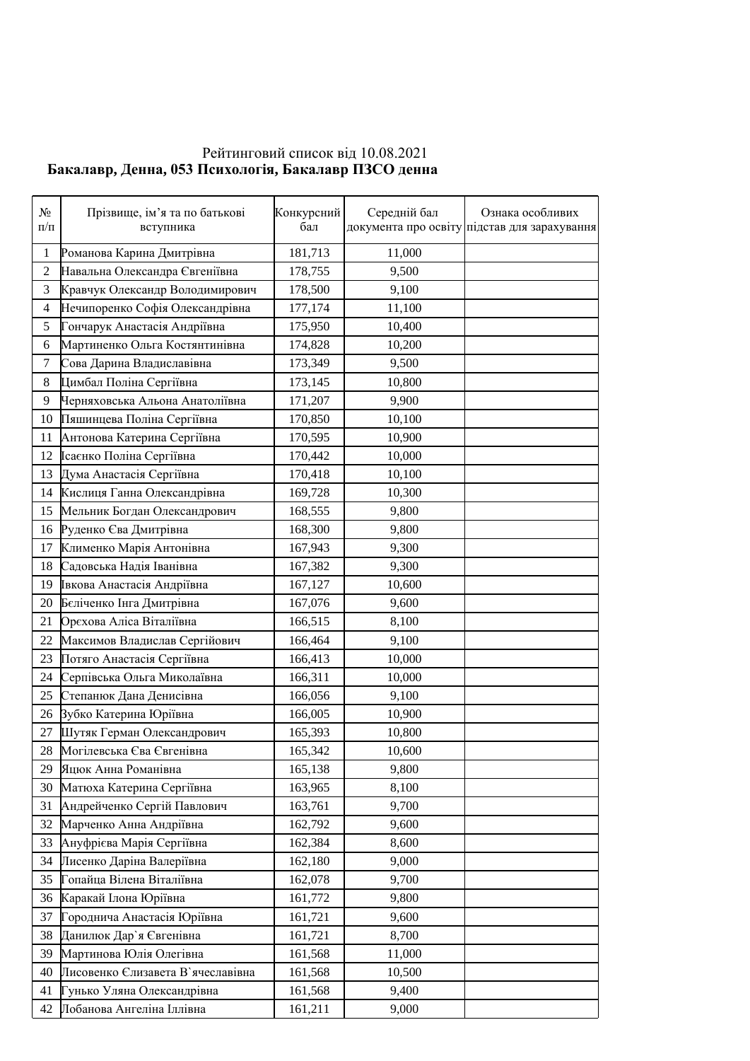Рейтинговий список від 10.08.2021

**Бакалавр, Денна, 053 Психологія, Бакалавр ПЗСО денна**

| № п/п | Прізвище, ім'я та по батькові вступника | Конкурсний бал | Середній бал документа про освіту | Ознака особливих підстав для зарахування |
|---|---|---|---|---|
| 1 | Романова Карина Дмитрівна | 181,713 | 11,000 | |
| 2 | Навальна Олександра Євгеніївна | 178,755 | 9,500 | |
| 3 | Кравчук Олександр Володимирович | 178,500 | 9,100 | |
| 4 | Нечипоренко Софія Олександрівна | 177,174 | 11,100 | |
| 5 | Гончарук Анастасія Андріївна | 175,950 | 10,400 | |
| 6 | Мартиненко Ольга Костянтинівна | 174,828 | 10,200 | |
| 7 | Сова Дарина Владиславівна | 173,349 | 9,500 | |
| 8 | Цимбал Поліна Сергіївна | 173,145 | 10,800 | |
| 9 | Черняховська Альона Анатоліївна | 171,207 | 9,900 | |
| 10 | Пяшинцева Поліна Сергіївна | 170,850 | 10,100 | |
| 11 | Антонова Катерина Сергіївна | 170,595 | 10,900 | |
| 12 | Ісаєнко Поліна Сергіївна | 170,442 | 10,000 | |
| 13 | Дума Анастасія Сергіївна | 170,418 | 10,100 | |
| 14 | Кислиця Ганна Олександрівна | 169,728 | 10,300 | |
| 15 | Мельник Богдан Олександрович | 168,555 | 9,800 | |
| 16 | Руденко Єва Дмитрівна | 168,300 | 9,800 | |
| 17 | Клименко Марія Антонівна | 167,943 | 9,300 | |
| 18 | Садовська Надія Іванівна | 167,382 | 9,300 | |
| 19 | Івкова Анастасія Андріївна | 167,127 | 10,600 | |
| 20 | Бєліченко Інга Дмитрівна | 167,076 | 9,600 | |
| 21 | Орєхова Аліса Віталіївна | 166,515 | 8,100 | |
| 22 | Максимов Владислав Сергійович | 166,464 | 9,100 | |
| 23 | Потяго Анастасія Сергіївна | 166,413 | 10,000 | |
| 24 | Серпівська Ольга Миколаївна | 166,311 | 10,000 | |
| 25 | Степанюк Дана Денисівна | 166,056 | 9,100 | |
| 26 | Зубко Катерина Юріївна | 166,005 | 10,900 | |
| 27 | Шутяк Герман Олександрович | 165,393 | 10,800 | |
| 28 | Могілевська Єва Євгенівна | 165,342 | 10,600 | |
| 29 | Яцюк Анна Романівна | 165,138 | 9,800 | |
| 30 | Матюха Катерина Сергіївна | 163,965 | 8,100 | |
| 31 | Андрейченко Сергій Павлович | 163,761 | 9,700 | |
| 32 | Марченко Анна Андріївна | 162,792 | 9,600 | |
| 33 | Ануфрієва Марія Сергіївна | 162,384 | 8,600 | |
| 34 | Лисенко Даріна Валеріївна | 162,180 | 9,000 | |
| 35 | Гопайца Вілена Віталіївна | 162,078 | 9,700 | |
| 36 | Каракай Ілона Юріївна | 161,772 | 9,800 | |
| 37 | Городнича Анастасія Юріївна | 161,721 | 9,600 | |
| 38 | Данилюк Дар`я Євгенівна | 161,721 | 8,700 | |
| 39 | Мартинова Юлія Олегівна | 161,568 | 11,000 | |
| 40 | Лисовенко Єлизавета В`ячеславівна | 161,568 | 10,500 | |
| 41 | Гунько Уляна Олександрівна | 161,568 | 9,400 | |
| 42 | Лобанова Ангеліна Іллівна | 161,211 | 9,000 | |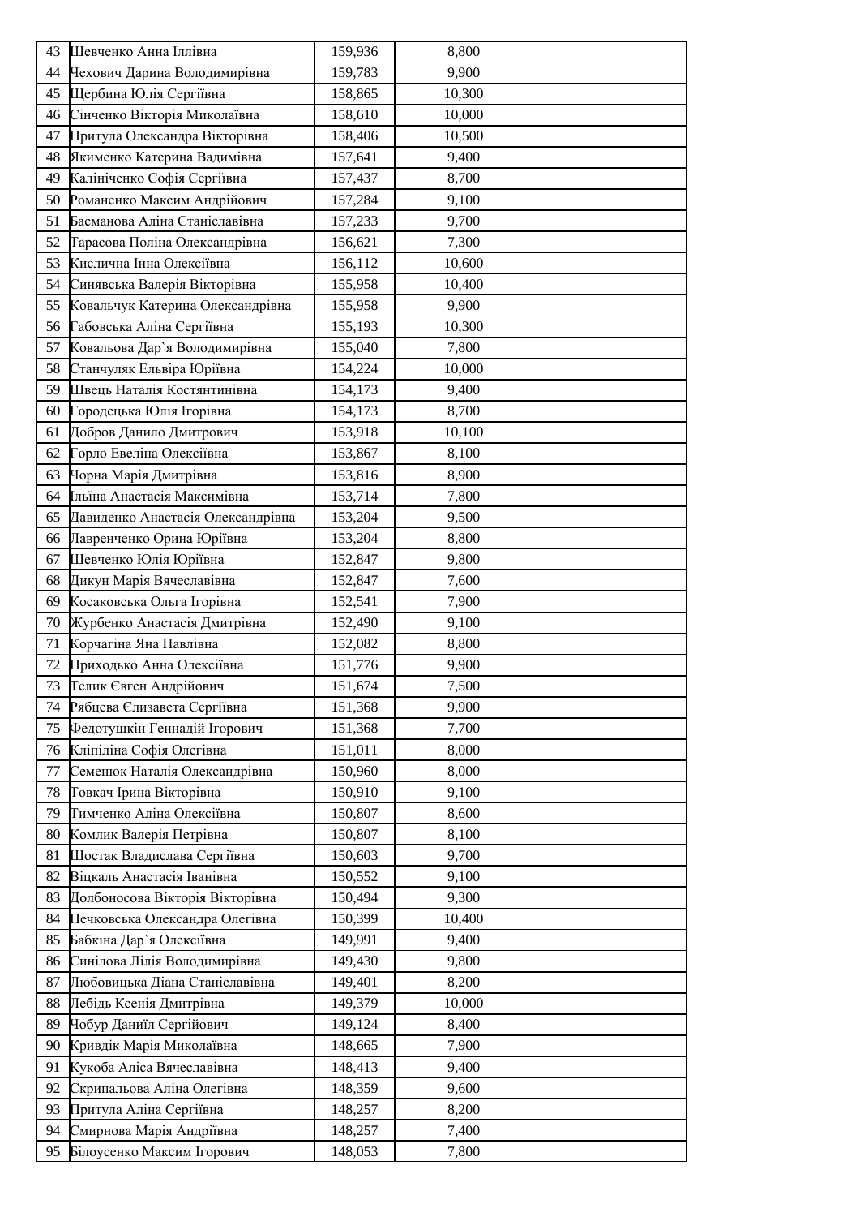| | | | | |
|---|---|---|---|---|
| 43 | Шевченко Анна Іллівна | 159,936 | 8,800 | |
| 44 | Чехович Дарина Володимирівна | 159,783 | 9,900 | |
| 45 | Щербина Юлія Сергіївна | 158,865 | 10,300 | |
| 46 | Сінченко Вікторія Миколаївна | 158,610 | 10,000 | |
| 47 | Притула Олександра Вікторівна | 158,406 | 10,500 | |
| 48 | Якименко Катерина Вадимівна | 157,641 | 9,400 | |
| 49 | Калініченко Софія Сергіївна | 157,437 | 8,700 | |
| 50 | Романенко Максим Андрійович | 157,284 | 9,100 | |
| 51 | Басманова Аліна Станіславівна | 157,233 | 9,700 | |
| 52 | Тарасова Поліна Олександрівна | 156,621 | 7,300 | |
| 53 | Кислична Інна Олексіївна | 156,112 | 10,600 | |
| 54 | Синявська Валерія Вікторівна | 155,958 | 10,400 | |
| 55 | Ковальчук Катерина Олександрівна | 155,958 | 9,900 | |
| 56 | Габовська Аліна Сергіївна | 155,193 | 10,300 | |
| 57 | Ковальова Дар`я Володимирівна | 155,040 | 7,800 | |
| 58 | Станчуляк Ельвіра Юріївна | 154,224 | 10,000 | |
| 59 | Швець Наталія Костянтинівна | 154,173 | 9,400 | |
| 60 | Городецька Юлія Ігорівна | 154,173 | 8,700 | |
| 61 | Добров Данило Дмитрович | 153,918 | 10,100 | |
| 62 | Горло Евеліна Олексіївна | 153,867 | 8,100 | |
| 63 | Чорна Марія Дмитрівна | 153,816 | 8,900 | |
| 64 | Ільїна Анастасія Максимівна | 153,714 | 7,800 | |
| 65 | Давиденко Анастасія Олександрівна | 153,204 | 9,500 | |
| 66 | Лавренченко Орина Юріївна | 153,204 | 8,800 | |
| 67 | Шевченко Юлія Юріївна | 152,847 | 9,800 | |
| 68 | Дикун Марія Вячеславівна | 152,847 | 7,600 | |
| 69 | Косаковська Ольга Ігорівна | 152,541 | 7,900 | |
| 70 | Журбенко Анастасія Дмитрівна | 152,490 | 9,100 | |
| 71 | Корчагіна Яна Павлівна | 152,082 | 8,800 | |
| 72 | Приходько Анна Олексіївна | 151,776 | 9,900 | |
| 73 | Телик Євген Андрійович | 151,674 | 7,500 | |
| 74 | Рябцева Єлизавета Сергіївна | 151,368 | 9,900 | |
| 75 | Федотушкін Геннадій Ігорович | 151,368 | 7,700 | |
| 76 | Кліпіліна Софія Олегівна | 151,011 | 8,000 | |
| 77 | Семенюк Наталія Олександрівна | 150,960 | 8,000 | |
| 78 | Товкач Ірина Вікторівна | 150,910 | 9,100 | |
| 79 | Тимченко Аліна Олексіївна | 150,807 | 8,600 | |
| 80 | Комлик Валерія Петрівна | 150,807 | 8,100 | |
| 81 | Шостак Владислава Сергіївна | 150,603 | 9,700 | |
| 82 | Віцкаль Анастасія Іванівна | 150,552 | 9,100 | |
| 83 | Долбоносова Вікторія Вікторівна | 150,494 | 9,300 | |
| 84 | Печковська Олександра Олегівна | 150,399 | 10,400 | |
| 85 | Бабкіна Дар`я Олексіївна | 149,991 | 9,400 | |
| 86 | Синілова Лілія Володимирівна | 149,430 | 9,800 | |
| 87 | Любовицька Діана Станіславівна | 149,401 | 8,200 | |
| 88 | Лебідь Ксенія Дмитрівна | 149,379 | 10,000 | |
| 89 | Чобур Даниїл Сергійович | 149,124 | 8,400 | |
| 90 | Кривдік Марія Миколаївна | 148,665 | 7,900 | |
| 91 | Кукоба Аліса Вячеславівна | 148,413 | 9,400 | |
| 92 | Скрипальова Аліна Олегівна | 148,359 | 9,600 | |
| 93 | Притула Аліна Сергіївна | 148,257 | 8,200 | |
| 94 | Смирнова Марія Андріївна | 148,257 | 7,400 | |
| 95 | Білоусенко Максим Ігорович | 148,053 | 7,800 | |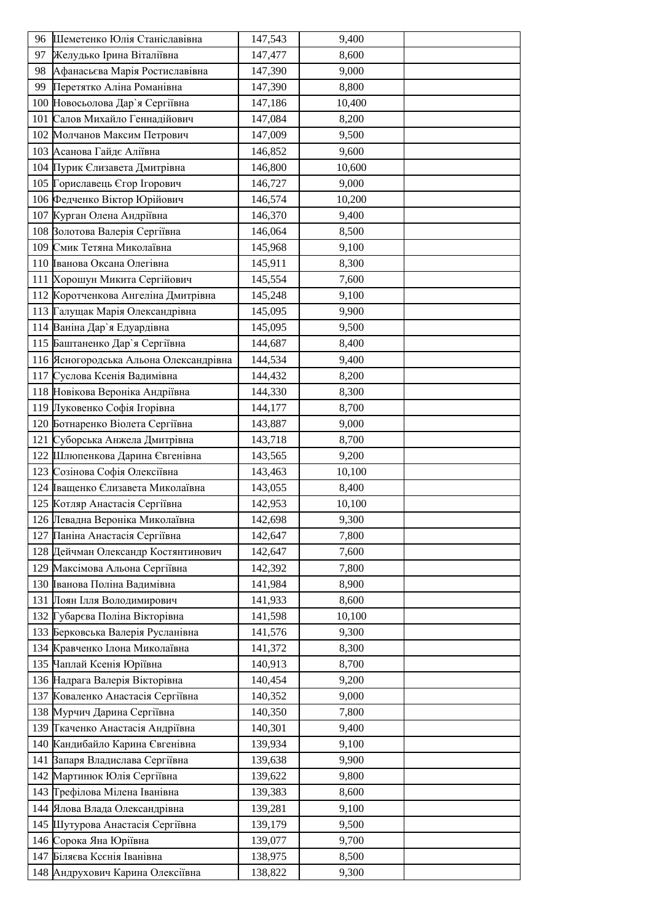| 96 | Шеметенко Юлія Станіславівна | 147,543 | 9,400 | |
|---|---|---|---|---|
| 97 | Желудько Ірина Віталіївна | 147,477 | 8,600 | |
| 98 | Афанасьєва Марія Ростиславівна | 147,390 | 9,000 | |
| 99 | Перетятко Аліна Романівна | 147,390 | 8,800 | |
| 100 | Новосьолова Дар`я Сергіївна | 147,186 | 10,400 | |
| 101 | Салов Михайло Геннадійович | 147,084 | 8,200 | |
| 102 | Молчанов Максим Петрович | 147,009 | 9,500 | |
| 103 | Асанова Гайдє Аліївна | 146,852 | 9,600 | |
| 104 | Пурик Єлизавета Дмитрівна | 146,800 | 10,600 | |
| 105 | Гориславець Єгор Ігорович | 146,727 | 9,000 | |
| 106 | Федченко Віктор Юрійович | 146,574 | 10,200 | |
| 107 | Курган Олена Андріївна | 146,370 | 9,400 | |
| 108 | Золотова Валерія Сергіївна | 146,064 | 8,500 | |
| 109 | Смик Тетяна Миколаївна | 145,968 | 9,100 | |
| 110 | Іванова Оксана Олегівна | 145,911 | 8,300 | |
| 111 | Хорошун Микита Сергійович | 145,554 | 7,600 | |
| 112 | Коротченкова Ангеліна Дмитрівна | 145,248 | 9,100 | |
| 113 | Галущак Марія Олександрівна | 145,095 | 9,900 | |
| 114 | Ваніна Дар`я Едуардівна | 145,095 | 9,500 | |
| 115 | Баштаненко Дар`я Сергіївна | 144,687 | 8,400 | |
| 116 | Ясногородська Альона Олександрівна | 144,534 | 9,400 | |
| 117 | Суслова Ксенія Вадимівна | 144,432 | 8,200 | |
| 118 | Новікова Вероніка Андріївна | 144,330 | 8,300 | |
| 119 | Луковенко Софія Ігорівна | 144,177 | 8,700 | |
| 120 | Ботнаренко Віолета Сергіївна | 143,887 | 9,000 | |
| 121 | Суборська Анжела Дмитрівна | 143,718 | 8,700 | |
| 122 | Шлюпенкова Дарина Євгенівна | 143,565 | 9,200 | |
| 123 | Созінова Софія Олексіївна | 143,463 | 10,100 | |
| 124 | Іващенко Єлизавета Миколаївна | 143,055 | 8,400 | |
| 125 | Котляр Анастасія Сергіївна | 142,953 | 10,100 | |
| 126 | Левадна Вероніка Миколаївна | 142,698 | 9,300 | |
| 127 | Паніна Анастасія Сергіївна | 142,647 | 7,800 | |
| 128 | Дейчман Олександр Костянтинович | 142,647 | 7,600 | |
| 129 | Максімова Альона Сергіївна | 142,392 | 7,800 | |
| 130 | Іванова Поліна Вадимівна | 141,984 | 8,900 | |
| 131 | Лоян Ілля Володимирович | 141,933 | 8,600 | |
| 132 | Губарєва Поліна Вікторівна | 141,598 | 10,100 | |
| 133 | Берковська Валерія Русланівна | 141,576 | 9,300 | |
| 134 | Кравченко Ілона Миколаївна | 141,372 | 8,300 | |
| 135 | Чаплай Ксенія Юріївна | 140,913 | 8,700 | |
| 136 | Надрага Валерія Вікторівна | 140,454 | 9,200 | |
| 137 | Коваленко Анастасія Сергіївна | 140,352 | 9,000 | |
| 138 | Мурчич Дарина Сергіївна | 140,350 | 7,800 | |
| 139 | Ткаченко Анастасія Андріївна | 140,301 | 9,400 | |
| 140 | Кандибайло Карина Євгенівна | 139,934 | 9,100 | |
| 141 | Запаря Владислава Сергіївна | 139,638 | 9,900 | |
| 142 | Мартинюк Юлія Сергіївна | 139,622 | 9,800 | |
| 143 | Трефілова Мілена Іванівна | 139,383 | 8,600 | |
| 144 | Ялова Влада Олександрівна | 139,281 | 9,100 | |
| 145 | Шутурова Анастасія Сергіївна | 139,179 | 9,500 | |
| 146 | Сорока Яна Юріївна | 139,077 | 9,700 | |
| 147 | Біляєва Ксєнія Іванівна | 138,975 | 8,500 | |
| 148 | Андрухович Карина Олексіївна | 138,822 | 9,300 | |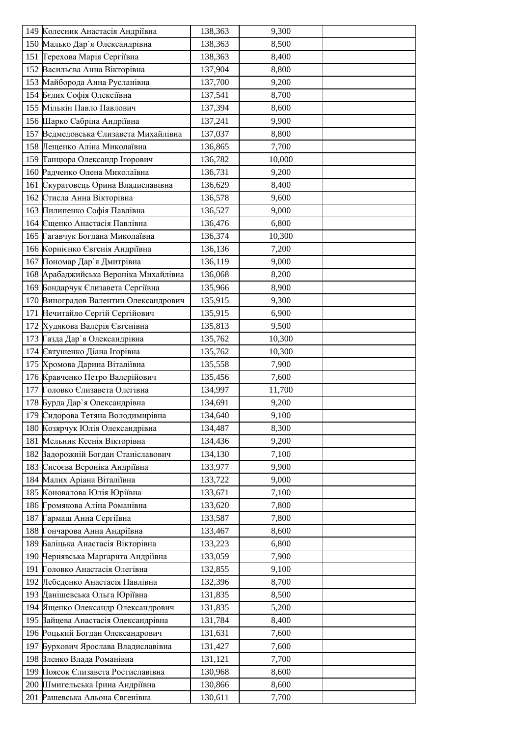| | | | | |
|---|---|---|---|---|
| 149 | Колесник Анастасія Андріївна | 138,363 | 9,300 | |
| 150 | Малько Дар`я Олександрівна | 138,363 | 8,500 | |
| 151 | Терехова Марія Сергіївна | 138,363 | 8,400 | |
| 152 | Васильєва Анна Вікторівна | 137,904 | 8,800 | |
| 153 | Майборода Анна Русланівна | 137,700 | 9,200 | |
| 154 | Бєлих Софія Олексіївна | 137,541 | 8,700 | |
| 155 | Мількін Павло Павлович | 137,394 | 8,600 | |
| 156 | Шарко Сабріна Андріївна | 137,241 | 9,900 | |
| 157 | Ведмедовська Єлизавета Михайлівна | 137,037 | 8,800 | |
| 158 | Лещенко Аліна Миколаївна | 136,865 | 7,700 | |
| 159 | Танцюра Олександр Ігорович | 136,782 | 10,000 | |
| 160 | Радченко Олена Миколаївна | 136,731 | 9,200 | |
| 161 | Скуратовець Орина Владиславівна | 136,629 | 8,400 | |
| 162 | Стисла Анна Вікторівна | 136,578 | 9,600 | |
| 163 | Пилипенко Софія Павлівна | 136,527 | 9,000 | |
| 164 | Єщенко Анастасія Павлівна | 136,476 | 6,800 | |
| 165 | Гагавчук Богдана Миколаївна | 136,374 | 10,300 | |
| 166 | Корнієнко Євгенія Андріївна | 136,136 | 7,200 | |
| 167 | Пономар Дар`я Дмитрівна | 136,119 | 9,000 | |
| 168 | Арабаджийська Вероніка Михайлівна | 136,068 | 8,200 | |
| 169 | Бондарчук Єлизавета Сергіївна | 135,966 | 8,900 | |
| 170 | Виноградов Валентин Олександрович | 135,915 | 9,300 | |
| 171 | Нечитайло Сергій Сергійович | 135,915 | 6,900 | |
| 172 | Худякова Валерія Євгенівна | 135,813 | 9,500 | |
| 173 | Газда Дар`я Олександрівна | 135,762 | 10,300 | |
| 174 | Євтушенко Діана Ігорівна | 135,762 | 10,300 | |
| 175 | Хромова Дарина Віталіївна | 135,558 | 7,900 | |
| 176 | Кравченко Петро Валерійович | 135,456 | 7,600 | |
| 177 | Головко Єлизавета Олегівна | 134,997 | 11,700 | |
| 178 | Бурда Дар`я Олександрівна | 134,691 | 9,200 | |
| 179 | Сидорова Тетяна Володимирівна | 134,640 | 9,100 | |
| 180 | Козярчук Юлія Олександрівна | 134,487 | 8,300 | |
| 181 | Мельник Ксенія Вікторівна | 134,436 | 9,200 | |
| 182 | Задорожній Богдан Станіславович | 134,130 | 7,100 | |
| 183 | Сисоєва Вероніка Андріївна | 133,977 | 9,900 | |
| 184 | Малих Аріана Віталіївна | 133,722 | 9,000 | |
| 185 | Коновалова Юлія Юріївна | 133,671 | 7,100 | |
| 186 | Громякова Аліна Романівна | 133,620 | 7,800 | |
| 187 | Гармаш Анна Сергіївна | 133,587 | 7,800 | |
| 188 | Гончарова Анна Андріївна | 133,467 | 8,600 | |
| 189 | Баліцька Анастасія Вікторівна | 133,223 | 6,800 | |
| 190 | Чернявська Маргарита Андріївна | 133,059 | 7,900 | |
| 191 | Головко Анастасія Олегівна | 132,855 | 9,100 | |
| 192 | Лебеденко Анастасія Павлівна | 132,396 | 8,700 | |
| 193 | Данішевська Ольга Юріївна | 131,835 | 8,500 | |
| 194 | Ященко Олександр Олександрович | 131,835 | 5,200 | |
| 195 | Зайцева Анастасія Олександрівна | 131,784 | 8,400 | |
| 196 | Роцький Богдан Олександрович | 131,631 | 7,600 | |
| 197 | Бурхович Ярослава Владиславівна | 131,427 | 7,600 | |
| 198 | Зленко Влада Романівна | 131,121 | 7,700 | |
| 199 | Поясок Єлизавета Ростиславівна | 130,968 | 8,600 | |
| 200 | Шмигельська Ірина Андріївна | 130,866 | 8,600 | |
| 201 | Рашевська Альона Євгенівна | 130,611 | 7,700 | |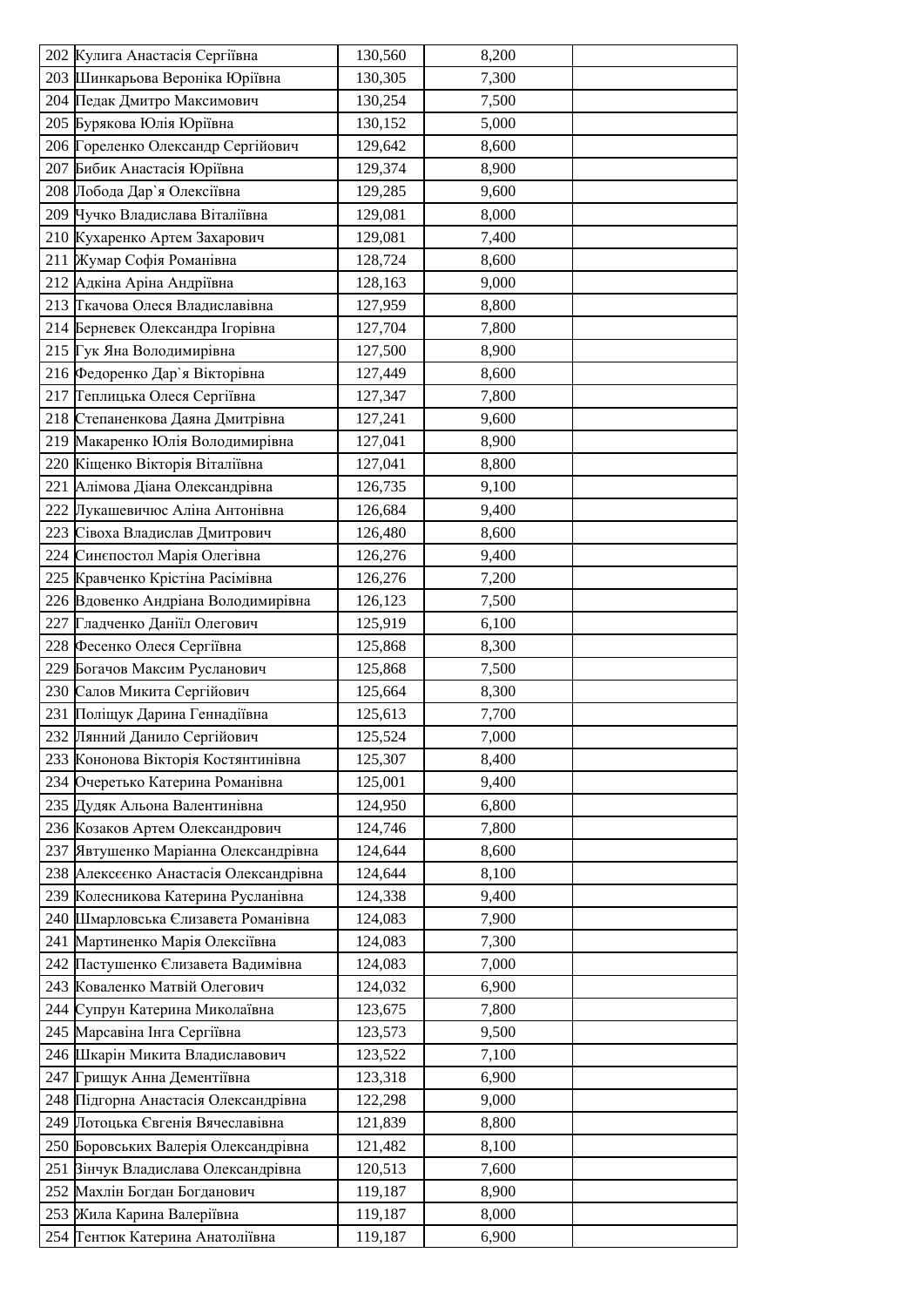| 202 | Кулига Анастасія Сергіївна | 130,560 | 8,200 | |
|---|---|---|---|---|
| 203 | Шинкарьова Вероніка Юріївна | 130,305 | 7,300 | |
| 204 | Педак Дмитро Максимович | 130,254 | 7,500 | |
| 205 | Бурякова Юлія Юріївна | 130,152 | 5,000 | |
| 206 | Гореленко Олександр Сергійович | 129,642 | 8,600 | |
| 207 | Бибик Анастасія Юріївна | 129,374 | 8,900 | |
| 208 | Лобода Дар`я Олексіївна | 129,285 | 9,600 | |
| 209 | Чучко Владислава Віталіївна | 129,081 | 8,000 | |
| 210 | Кухаренко Артем Захарович | 129,081 | 7,400 | |
| 211 | Жумар Софія Романівна | 128,724 | 8,600 | |
| 212 | Адкіна Аріна Андріївна | 128,163 | 9,000 | |
| 213 | Ткачова Олеся Владиславівна | 127,959 | 8,800 | |
| 214 | Берневек Олександра Ігорівна | 127,704 | 7,800 | |
| 215 | Гук Яна Володимирівна | 127,500 | 8,900 | |
| 216 | Федоренко Дар`я Вікторівна | 127,449 | 8,600 | |
| 217 | Теплицька Олеся Сергіївна | 127,347 | 7,800 | |
| 218 | Степаненкова Даяна Дмитрівна | 127,241 | 9,600 | |
| 219 | Макаренко Юлія Володимирівна | 127,041 | 8,900 | |
| 220 | Кіщенко Вікторія Віталіївна | 127,041 | 8,800 | |
| 221 | Алімова Діана Олександрівна | 126,735 | 9,100 | |
| 222 | Лукашевичюс Аліна Антонівна | 126,684 | 9,400 | |
| 223 | Сівоха Владислав Дмитрович | 126,480 | 8,600 | |
| 224 | Синєпостол Марія Олегівна | 126,276 | 9,400 | |
| 225 | Кравченко Крістіна Расімівна | 126,276 | 7,200 | |
| 226 | Вдовенко Андріана Володимирівна | 126,123 | 7,500 | |
| 227 | Гладченко Даніїл Олегович | 125,919 | 6,100 | |
| 228 | Фесенко Олеся Сергіївна | 125,868 | 8,300 | |
| 229 | Богачов Максим Русланович | 125,868 | 7,500 | |
| 230 | Салов Микита Сергійович | 125,664 | 8,300 | |
| 231 | Поліщук Дарина Геннадіївна | 125,613 | 7,700 | |
| 232 | Лянний Данило Сергійович | 125,524 | 7,000 | |
| 233 | Кононова Вікторія Костянтинівна | 125,307 | 8,400 | |
| 234 | Очеретько Катерина Романівна | 125,001 | 9,400 | |
| 235 | Дудяк Альона Валентинівна | 124,950 | 6,800 | |
| 236 | Козаков Артем Олександрович | 124,746 | 7,800 | |
| 237 | Явтушенко Маріанна Олександрівна | 124,644 | 8,600 | |
| 238 | Алексеєнко Анастасія Олександрівна | 124,644 | 8,100 | |
| 239 | Колесникова Катерина Русланівна | 124,338 | 9,400 | |
| 240 | Шмарловська Єлизавета Романівна | 124,083 | 7,900 | |
| 241 | Мартиненко Марія Олексіївна | 124,083 | 7,300 | |
| 242 | Пастушенко Єлизавета Вадимівна | 124,083 | 7,000 | |
| 243 | Коваленко Матвій Олегович | 124,032 | 6,900 | |
| 244 | Супрун Катерина Миколаївна | 123,675 | 7,800 | |
| 245 | Марсавіна Інга Сергіївна | 123,573 | 9,500 | |
| 246 | Шкарін Микита Владиславович | 123,522 | 7,100 | |
| 247 | Грищук Анна Дементіївна | 123,318 | 6,900 | |
| 248 | Підгорна Анастасія Олександрівна | 122,298 | 9,000 | |
| 249 | Лотоцька Євгенія Вячеславівна | 121,839 | 8,800 | |
| 250 | Боровських Валерія Олександрівна | 121,482 | 8,100 | |
| 251 | Зінчук Владислава Олександрівна | 120,513 | 7,600 | |
| 252 | Махлін Богдан Богданович | 119,187 | 8,900 | |
| 253 | Жила Карина Валеріївна | 119,187 | 8,000 | |
| 254 | Тентюк Катерина Анатоліївна | 119,187 | 6,900 | |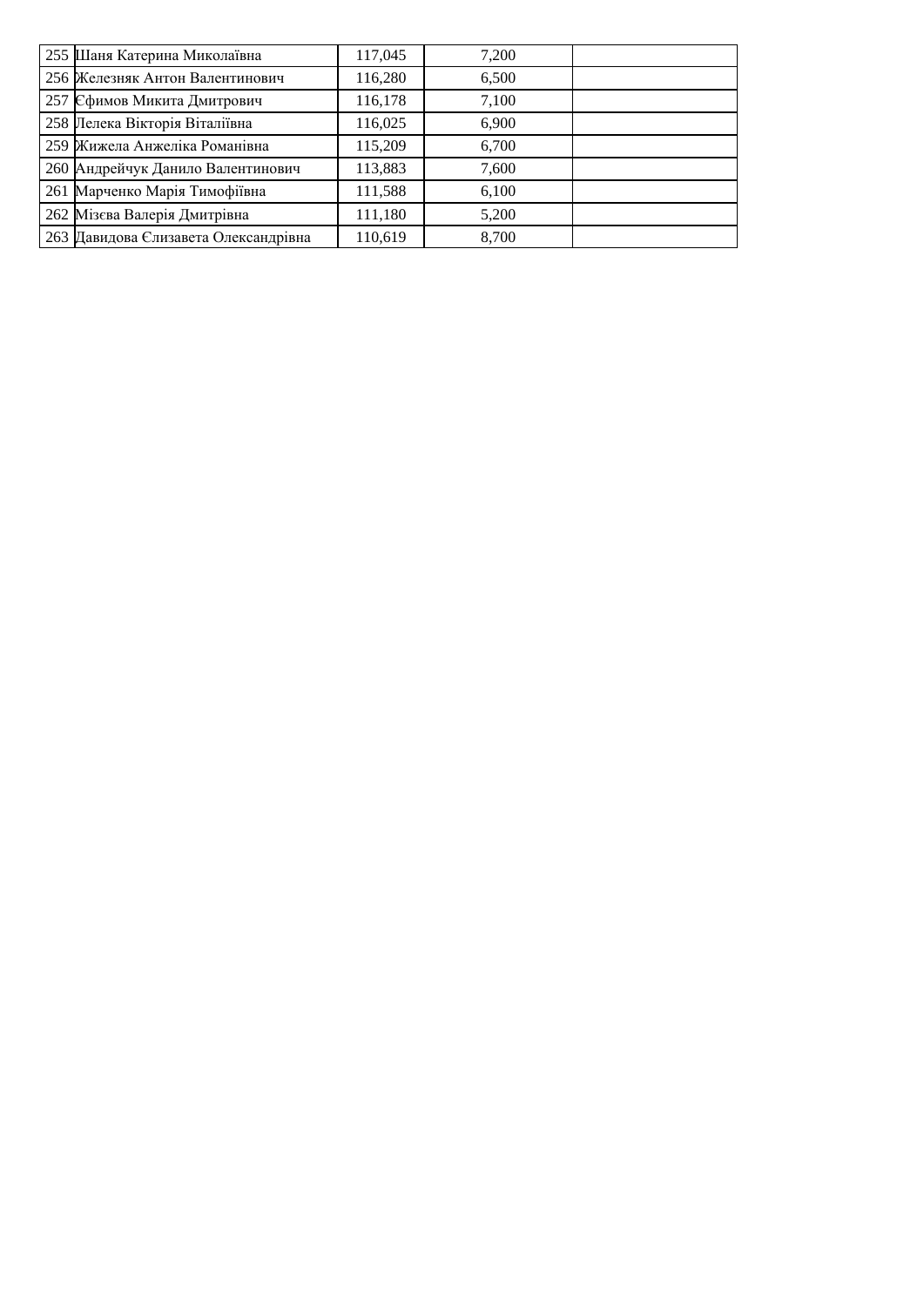| | | | | |
|---|---|---|---|---|
| 255 | Шаня Катерина Миколаївна | 117,045 | 7,200 | |
| 256 | Железняк Антон Валентинович | 116,280 | 6,500 | |
| 257 | Єфимов Микита Дмитрович | 116,178 | 7,100 | |
| 258 | Лелека Вікторія Віталіївна | 116,025 | 6,900 | |
| 259 | Жижела Анжеліка Романівна | 115,209 | 6,700 | |
| 260 | Андрейчук Данило Валентинович | 113,883 | 7,600 | |
| 261 | Марченко Марія Тимофіївна | 111,588 | 6,100 | |
| 262 | Мізєва Валерія Дмитрівна | 111,180 | 5,200 | |
| 263 | Давидова Єлизавета Олександрівна | 110,619 | 8,700 | |